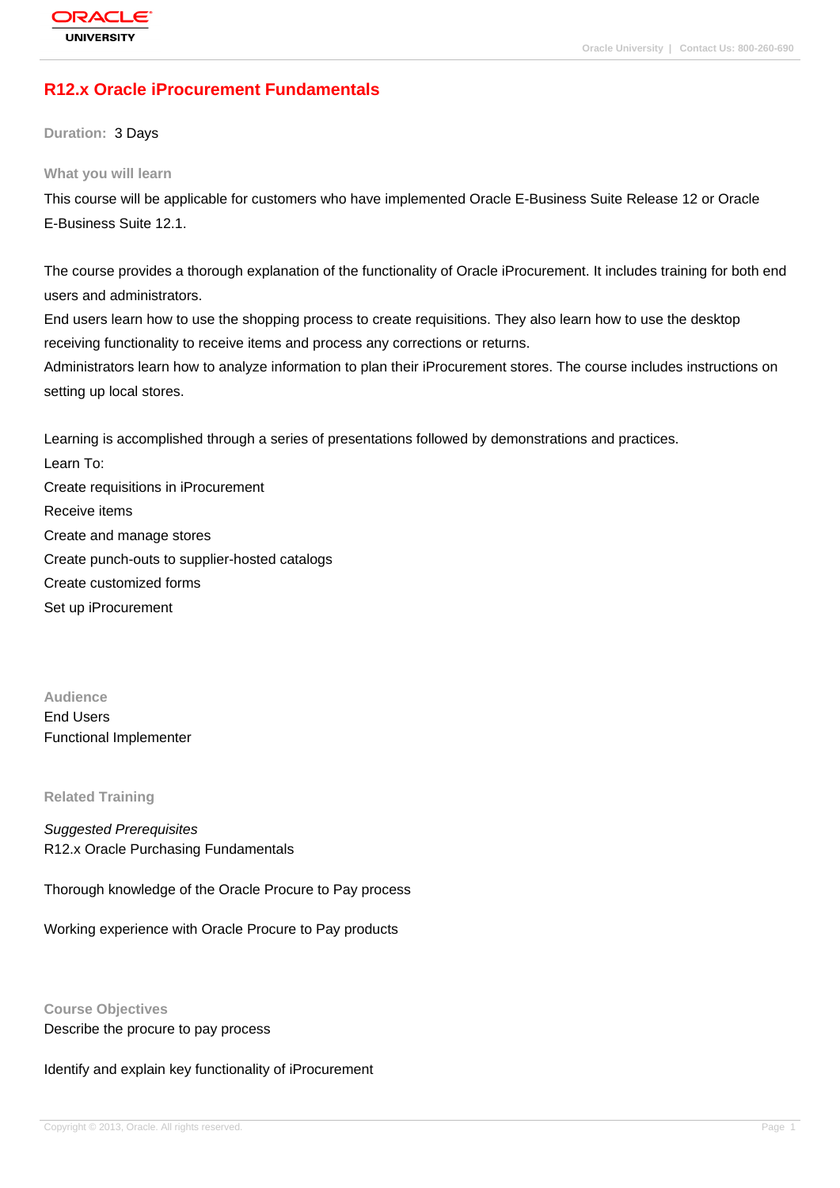# R12.x Oracle iProcurement Fundamentals

**Duration:** 3 Days

## What you will learn

This course will be applicable for customers who have implemented Oracle E-Business Suite Release 12 or Oracle E-Business Suite 12.1.

The course provides a thorough explanation of the functionality of Oracle iProcurement. It includes training for both end users and administrators.

End users learn how to use the shopping process to create requisitions. They also learn how to use the desktop receiving functionality to receive items and process any corrections or returns.

Administrators learn how to analyze information to plan their iProcurement stores. The course includes instructions on setting up local stores.

Learning is accomplished through a series of presentations followed by demonstrations and practices.

Learn To:

Create requisitions in iProcurement

Receive items

Create and manage stores

Create punch-outs to supplier-hosted catalogs

Create customized forms

Set up iProcurement

## Audience

End Users

Functional Implementer

## Related Training

*Suggested Prerequisites*

R12.x Oracle Purchasing Fundamentals

Thorough knowledge of the Oracle Procure to Pay process

Working experience with Oracle Procure to Pay products

## Course Objectives

Describe the procure to pay process

Identify and explain key functionality of iProcurement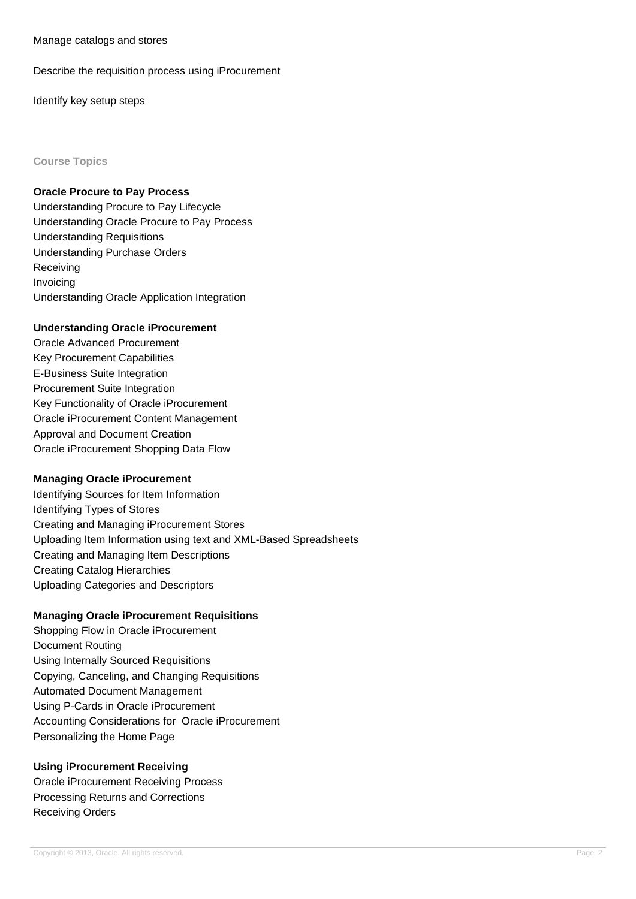Manage catalogs and stores

Describe the requisition process using iProcurement

Identify key setup steps

## Course Topics

### Oracle Procure to Pay Process

Understanding Procure to Pay Lifecycle
Understanding Oracle Procure to Pay Process
Understanding Requisitions
Understanding Purchase Orders
Receiving
Invoicing
Understanding Oracle Application Integration

### Understanding Oracle iProcurement

Oracle Advanced Procurement
Key Procurement Capabilities
E-Business Suite Integration
Procurement Suite Integration
Key Functionality of Oracle iProcurement
Oracle iProcurement Content Management
Approval and Document Creation
Oracle iProcurement Shopping Data Flow

### Managing Oracle iProcurement

Identifying Sources for Item Information
Identifying Types of Stores
Creating and Managing iProcurement Stores
Uploading Item Information using text and XML-Based Spreadsheets
Creating and Managing Item Descriptions
Creating Catalog Hierarchies
Uploading Categories and Descriptors

### Managing Oracle iProcurement Requisitions

Shopping Flow in Oracle iProcurement
Document Routing
Using Internally Sourced Requisitions
Copying, Canceling, and Changing Requisitions
Automated Document Management
Using P-Cards in Oracle iProcurement
Accounting Considerations for Oracle iProcurement
Personalizing the Home Page

### Using iProcurement Receiving

Oracle iProcurement Receiving Process
Processing Returns and Corrections
Receiving Orders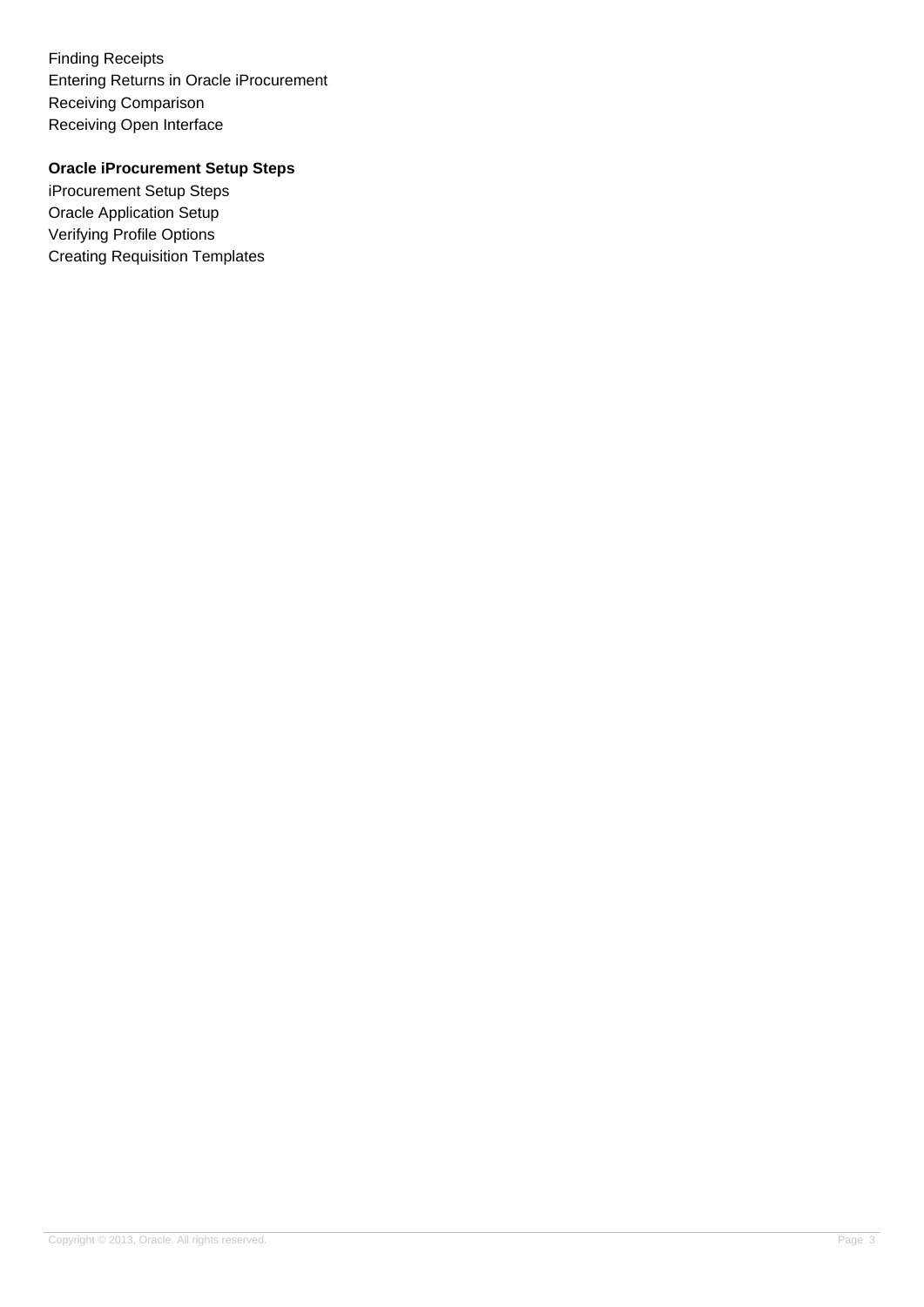Finding Receipts
Entering Returns in Oracle iProcurement
Receiving Comparison
Receiving Open Interface

**Oracle iProcurement Setup Steps**

iProcurement Setup Steps
Oracle Application Setup
Verifying Profile Options
Creating Requisition Templates